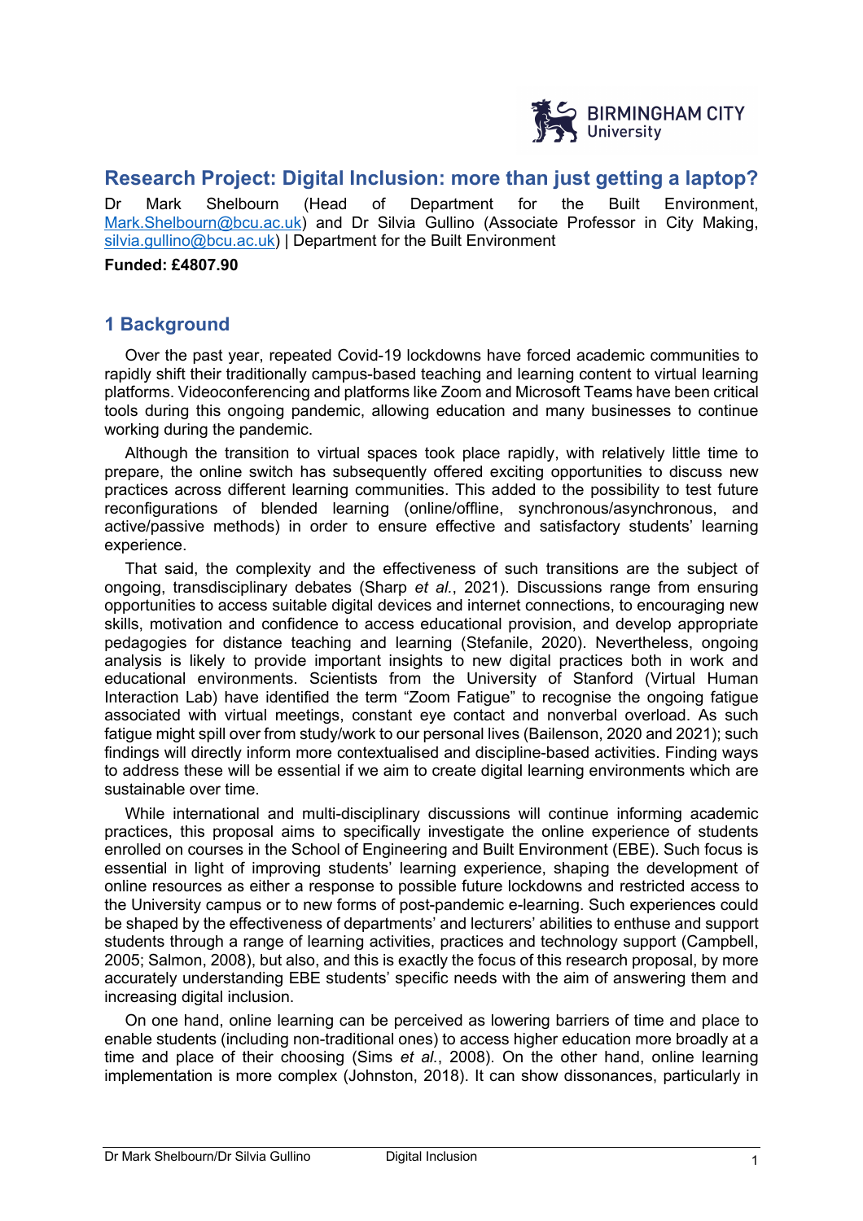# Research Project: Digital Inclusion: more than just getting a laptop?

Dr Mark Shelbourn (Head of Department for the Built Environment, Mark.Shelbourn@bcu.ac.uk) and Dr Silvia Gullino (Associate Professor in City Making, silvia.gullino@bcu.ac.uk) | Department for the Built Environment

**Funded: £4807.90**

## 1 Background

Over the past year, repeated Covid-19 lockdowns have forced academic communities to rapidly shift their traditionally campus-based teaching and learning content to virtual learning platforms. Videoconferencing and platforms like Zoom and Microsoft Teams have been critical tools during this ongoing pandemic, allowing education and many businesses to continue working during the pandemic.

Although the transition to virtual spaces took place rapidly, with relatively little time to prepare, the online switch has subsequently offered exciting opportunities to discuss new practices across different learning communities. This added to the possibility to test future reconfigurations of blended learning (online/offline, synchronous/asynchronous, and active/passive methods) in order to ensure effective and satisfactory students' learning experience.

That said, the complexity and the effectiveness of such transitions are the subject of ongoing, transdisciplinary debates (Sharp *et al.*, 2021). Discussions range from ensuring opportunities to access suitable digital devices and internet connections, to encouraging new skills, motivation and confidence to access educational provision, and develop appropriate pedagogies for distance teaching and learning (Stefanile, 2020). Nevertheless, ongoing analysis is likely to provide important insights to new digital practices both in work and educational environments. Scientists from the University of Stanford (Virtual Human Interaction Lab) have identified the term "Zoom Fatigue" to recognise the ongoing fatigue associated with virtual meetings, constant eye contact and nonverbal overload. As such fatigue might spill over from study/work to our personal lives (Bailenson, 2020 and 2021); such findings will directly inform more contextualised and discipline-based activities. Finding ways to address these will be essential if we aim to create digital learning environments which are sustainable over time.

While international and multi-disciplinary discussions will continue informing academic practices, this proposal aims to specifically investigate the online experience of students enrolled on courses in the School of Engineering and Built Environment (EBE). Such focus is essential in light of improving students' learning experience, shaping the development of online resources as either a response to possible future lockdowns and restricted access to the University campus or to new forms of post-pandemic e-learning. Such experiences could be shaped by the effectiveness of departments' and lecturers' abilities to enthuse and support students through a range of learning activities, practices and technology support (Campbell, 2005; Salmon, 2008), but also, and this is exactly the focus of this research proposal, by more accurately understanding EBE students' specific needs with the aim of answering them and increasing digital inclusion.

On one hand, online learning can be perceived as lowering barriers of time and place to enable students (including non-traditional ones) to access higher education more broadly at a time and place of their choosing (Sims *et al.*, 2008). On the other hand, online learning implementation is more complex (Johnston, 2018). It can show dissonances, particularly in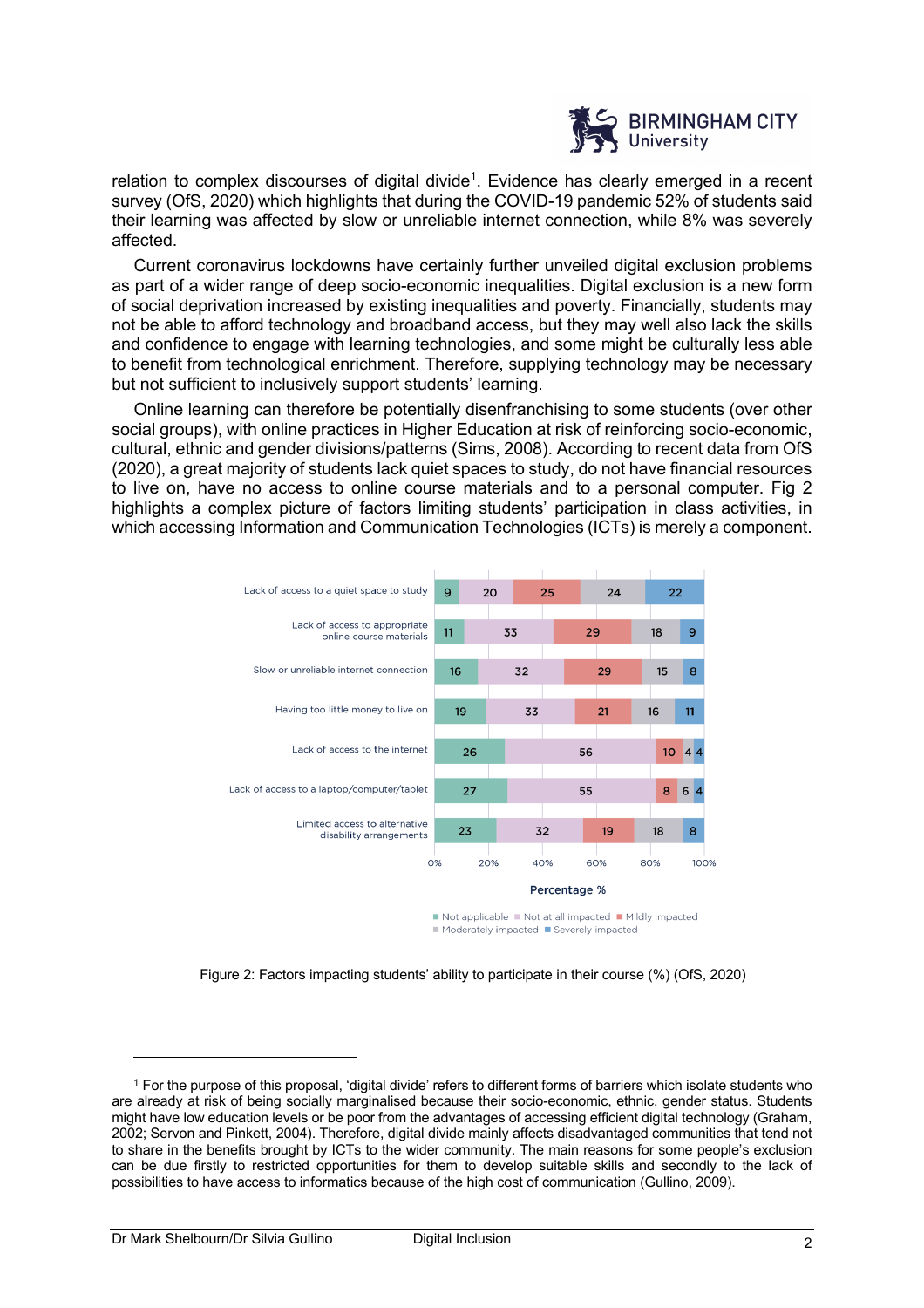relation to complex discourses of digital divide[1]. Evidence has clearly emerged in a recent survey (OfS, 2020) which highlights that during the COVID-19 pandemic 52% of students said their learning was affected by slow or unreliable internet connection, while 8% was severely affected.

Current coronavirus lockdowns have certainly further unveiled digital exclusion problems as part of a wider range of deep socio-economic inequalities. Digital exclusion is a new form of social deprivation increased by existing inequalities and poverty. Financially, students may not be able to afford technology and broadband access, but they may well also lack the skills and confidence to engage with learning technologies, and some might be culturally less able to benefit from technological enrichment. Therefore, supplying technology may be necessary but not sufficient to inclusively support students' learning.

Online learning can therefore be potentially disenfranchising to some students (over other social groups), with online practices in Higher Education at risk of reinforcing socio-economic, cultural, ethnic and gender divisions/patterns (Sims, 2008). According to recent data from OfS (2020), a great majority of students lack quiet spaces to study, do not have financial resources to live on, have no access to online course materials and to a personal computer. Fig 2 highlights a complex picture of factors limiting students' participation in class activities, in which accessing Information and Communication Technologies (ICTs) is merely a component.

| Factor | Not applicable | Not at all impacted | Mildly impacted | Moderately impacted | Severely impacted |
|---|---|---|---|---|---|
| Lack of access to a quiet space to study | 9 | 20 | 25 | 24 | 22 |
| Lack of access to appropriate online course materials | 11 | 33 | 29 | 18 | 9 |
| Slow or unreliable internet connection | 16 | 32 | 29 | 15 | 8 |
| Having too little money to live on | 19 | 33 | 21 | 16 | 11 |
| Lack of access to the internet | 26 | 56 | 10 | 4 | 4 |
| Lack of access to a laptop/computer/tablet | 27 | 55 | 8 | 6 | 4 |
| Limited access to alternative disability arrangements | 23 | 32 | 19 | 18 | 8 |

Percentage %

Figure 2: Factors impacting students' ability to participate in their course (%) (OfS, 2020)

---

[1] For the purpose of this proposal, 'digital divide' refers to different forms of barriers which isolate students who are already at risk of being socially marginalised because their socio-economic, ethnic, gender status. Students might have low education levels or be poor from the advantages of accessing efficient digital technology (Graham, 2002; Servon and Pinkett, 2004). Therefore, digital divide mainly affects disadvantaged communities that tend not to share in the benefits brought by ICTs to the wider community. The main reasons for some people's exclusion can be due firstly to restricted opportunities for them to develop suitable skills and secondly to the lack of possibilities to have access to informatics because of the high cost of communication (Gullino, 2009).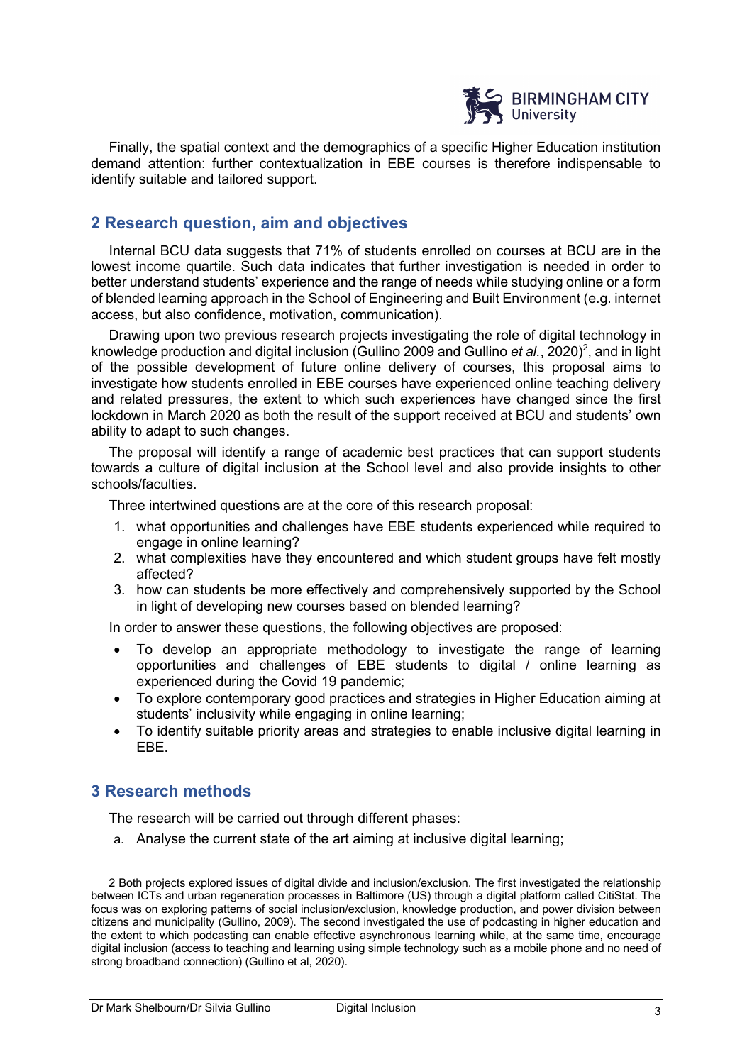Finally, the spatial context and the demographics of a specific Higher Education institution demand attention: further contextualization in EBE courses is therefore indispensable to identify suitable and tailored support.

## 2 Research question, aim and objectives

Internal BCU data suggests that 71% of students enrolled on courses at BCU are in the lowest income quartile. Such data indicates that further investigation is needed in order to better understand students' experience and the range of needs while studying online or a form of blended learning approach in the School of Engineering and Built Environment (e.g. internet access, but also confidence, motivation, communication).

Drawing upon two previous research projects investigating the role of digital technology in knowledge production and digital inclusion (Gullino 2009 and Gullino *et al.*, 2020)[2], and in light of the possible development of future online delivery of courses, this proposal aims to investigate how students enrolled in EBE courses have experienced online teaching delivery and related pressures, the extent to which such experiences have changed since the first lockdown in March 2020 as both the result of the support received at BCU and students' own ability to adapt to such changes.

The proposal will identify a range of academic best practices that can support students towards a culture of digital inclusion at the School level and also provide insights to other schools/faculties.

Three intertwined questions are at the core of this research proposal:

1. what opportunities and challenges have EBE students experienced while required to engage in online learning?
2. what complexities have they encountered and which student groups have felt mostly affected?
3. how can students be more effectively and comprehensively supported by the School in light of developing new courses based on blended learning?

In order to answer these questions, the following objectives are proposed:

- To develop an appropriate methodology to investigate the range of learning opportunities and challenges of EBE students to digital / online learning as experienced during the Covid 19 pandemic;
- To explore contemporary good practices and strategies in Higher Education aiming at students' inclusivity while engaging in online learning;
- To identify suitable priority areas and strategies to enable inclusive digital learning in EBE.

## 3 Research methods

The research will be carried out through different phases:

a. Analyse the current state of the art aiming at inclusive digital learning;

---

2 Both projects explored issues of digital divide and inclusion/exclusion. The first investigated the relationship between ICTs and urban regeneration processes in Baltimore (US) through a digital platform called CitiStat. The focus was on exploring patterns of social inclusion/exclusion, knowledge production, and power division between citizens and municipality (Gullino, 2009). The second investigated the use of podcasting in higher education and the extent to which podcasting can enable effective asynchronous learning while, at the same time, encourage digital inclusion (access to teaching and learning using simple technology such as a mobile phone and no need of strong broadband connection) (Gullino et al, 2020).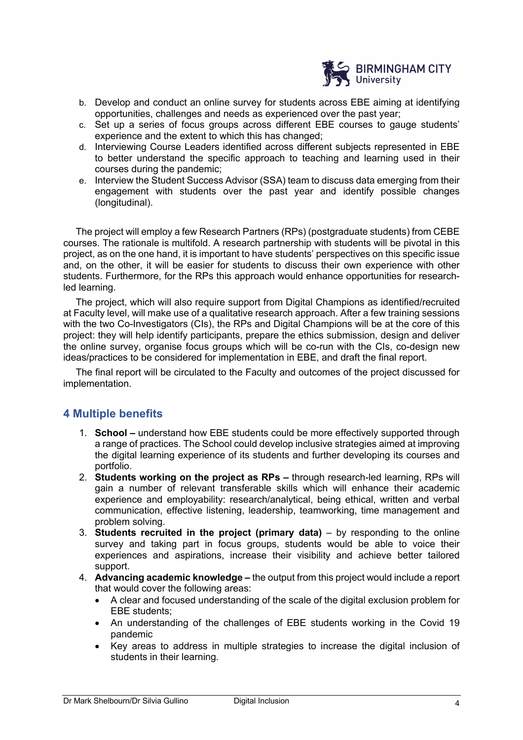b. Develop and conduct an online survey for students across EBE aiming at identifying opportunities, challenges and needs as experienced over the past year;
c. Set up a series of focus groups across different EBE courses to gauge students' experience and the extent to which this has changed;
d. Interviewing Course Leaders identified across different subjects represented in EBE to better understand the specific approach to teaching and learning used in their courses during the pandemic;
e. Interview the Student Success Advisor (SSA) team to discuss data emerging from their engagement with students over the past year and identify possible changes (longitudinal).

The project will employ a few Research Partners (RPs) (postgraduate students) from CEBE courses. The rationale is multifold. A research partnership with students will be pivotal in this project, as on the one hand, it is important to have students' perspectives on this specific issue and, on the other, it will be easier for students to discuss their own experience with other students. Furthermore, for the RPs this approach would enhance opportunities for research-led learning.

The project, which will also require support from Digital Champions as identified/recruited at Faculty level, will make use of a qualitative research approach. After a few training sessions with the two Co-Investigators (CIs), the RPs and Digital Champions will be at the core of this project: they will help identify participants, prepare the ethics submission, design and deliver the online survey, organise focus groups which will be co-run with the CIs, co-design new ideas/practices to be considered for implementation in EBE, and draft the final report.

The final report will be circulated to the Faculty and outcomes of the project discussed for implementation.

## 4 Multiple benefits

1. **School –** understand how EBE students could be more effectively supported through a range of practices. The School could develop inclusive strategies aimed at improving the digital learning experience of its students and further developing its courses and portfolio.
2. **Students working on the project as RPs –** through research-led learning, RPs will gain a number of relevant transferable skills which will enhance their academic experience and employability: research/analytical, being ethical, written and verbal communication, effective listening, leadership, teamworking, time management and problem solving.
3. **Students recruited in the project (primary data)** – by responding to the online survey and taking part in focus groups, students would be able to voice their experiences and aspirations, increase their visibility and achieve better tailored support.
4. **Advancing academic knowledge –** the output from this project would include a report that would cover the following areas:
   - A clear and focused understanding of the scale of the digital exclusion problem for EBE students;
   - An understanding of the challenges of EBE students working in the Covid 19 pandemic
   - Key areas to address in multiple strategies to increase the digital inclusion of students in their learning.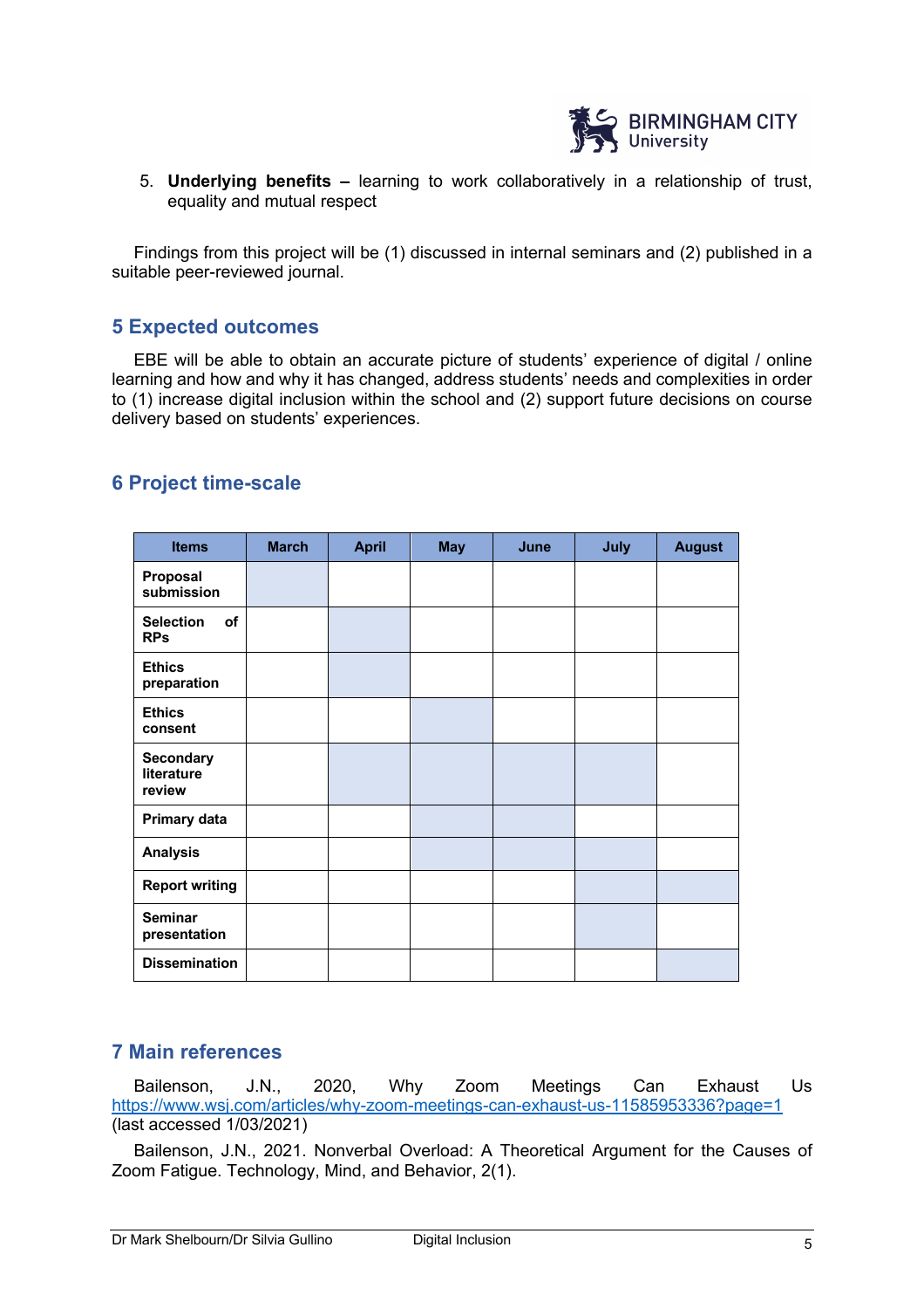5. **Underlying benefits –** learning to work collaboratively in a relationship of trust, equality and mutual respect

Findings from this project will be (1) discussed in internal seminars and (2) published in a suitable peer-reviewed journal.

## 5 Expected outcomes

EBE will be able to obtain an accurate picture of students' experience of digital / online learning and how and why it has changed, address students' needs and complexities in order to (1) increase digital inclusion within the school and (2) support future decisions on course delivery based on students' experiences.

## 6 Project time-scale

| Items | March | April | May | June | July | August |
|---|---|---|---|---|---|---|
| **Proposal submission** | ■ | | | | | |
| **Selection of RPs** | | ■ | | | | |
| **Ethics preparation** | | ■ | | | | |
| **Ethics consent** | | | ■ | | | |
| **Secondary literature review** | | ■ | ■ | ■ | ■ | |
| **Primary data** | | | ■ | ■ | | |
| **Analysis** | | | ■ | ■ | ■ | |
| **Report writing** | | | | | ■ | ■ |
| **Seminar presentation** | | | | | ■ | |
| **Dissemination** | | | | | | ■ |

## 7 Main references

Bailenson, J.N., 2020, Why Zoom Meetings Can Exhaust Us https://www.wsj.com/articles/why-zoom-meetings-can-exhaust-us-11585953336?page=1 (last accessed 1/03/2021)

Bailenson, J.N., 2021. Nonverbal Overload: A Theoretical Argument for the Causes of Zoom Fatigue. Technology, Mind, and Behavior, 2(1).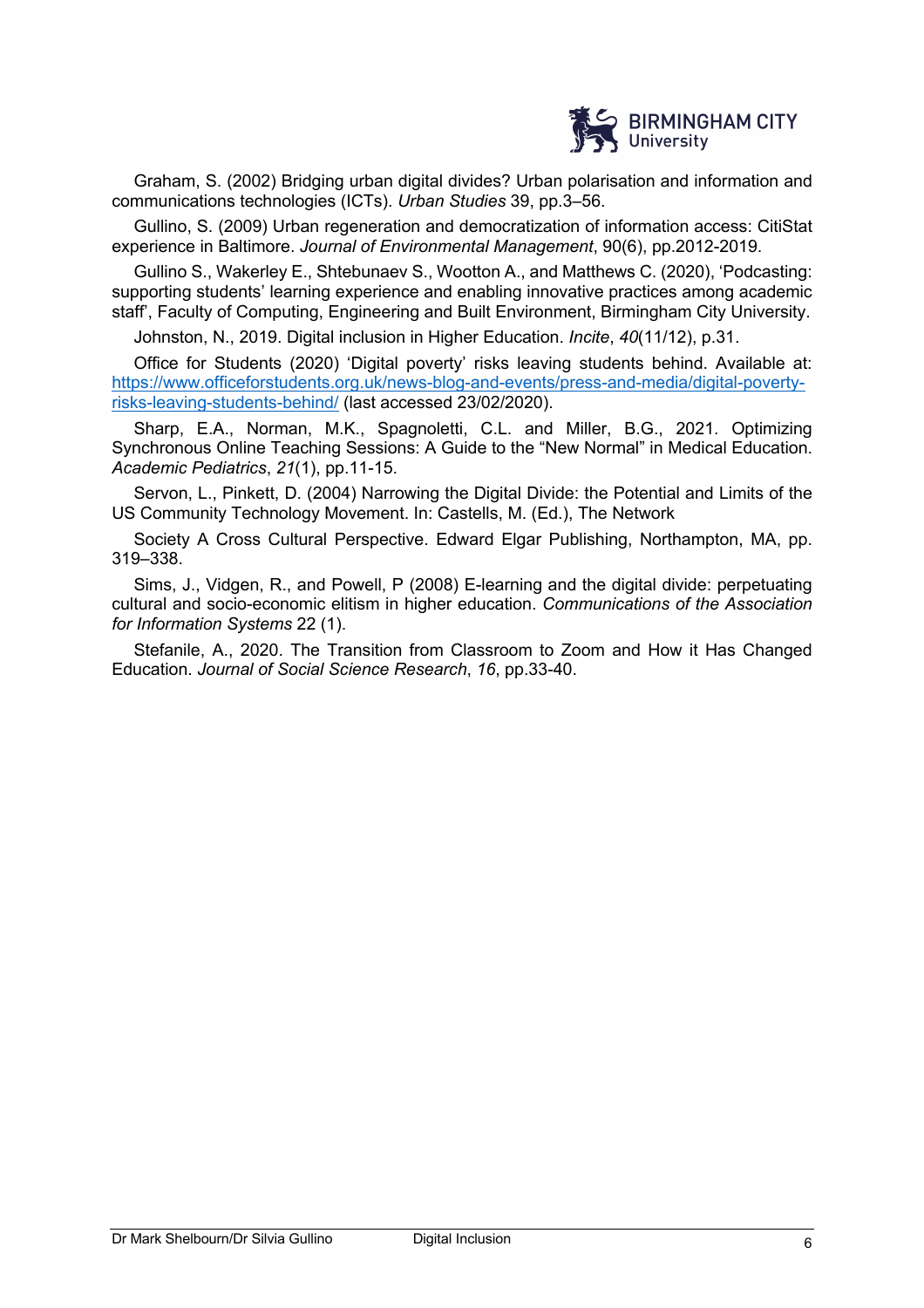Graham, S. (2002) Bridging urban digital divides? Urban polarisation and information and communications technologies (ICTs). *Urban Studies* 39, pp.3–56.

Gullino, S. (2009) Urban regeneration and democratization of information access: CitiStat experience in Baltimore. *Journal of Environmental Management*, 90(6), pp.2012-2019.

Gullino S., Wakerley E., Shtebunaev S., Wootton A., and Matthews C. (2020), 'Podcasting: supporting students' learning experience and enabling innovative practices among academic staff', Faculty of Computing, Engineering and Built Environment, Birmingham City University.

Johnston, N., 2019. Digital inclusion in Higher Education. *Incite*, *40*(11/12), p.31.

Office for Students (2020) 'Digital poverty' risks leaving students behind. Available at: https://www.officeforstudents.org.uk/news-blog-and-events/press-and-media/digital-poverty-risks-leaving-students-behind/ (last accessed 23/02/2020).

Sharp, E.A., Norman, M.K., Spagnoletti, C.L. and Miller, B.G., 2021. Optimizing Synchronous Online Teaching Sessions: A Guide to the "New Normal" in Medical Education. *Academic Pediatrics*, *21*(1), pp.11-15.

Servon, L., Pinkett, D. (2004) Narrowing the Digital Divide: the Potential and Limits of the US Community Technology Movement. In: Castells, M. (Ed.), The Network

Society A Cross Cultural Perspective. Edward Elgar Publishing, Northampton, MA, pp. 319–338.

Sims, J., Vidgen, R., and Powell, P (2008) E-learning and the digital divide: perpetuating cultural and socio-economic elitism in higher education. *Communications of the Association for Information Systems* 22 (1).

Stefanile, A., 2020. The Transition from Classroom to Zoom and How it Has Changed Education. *Journal of Social Science Research*, *16*, pp.33-40.